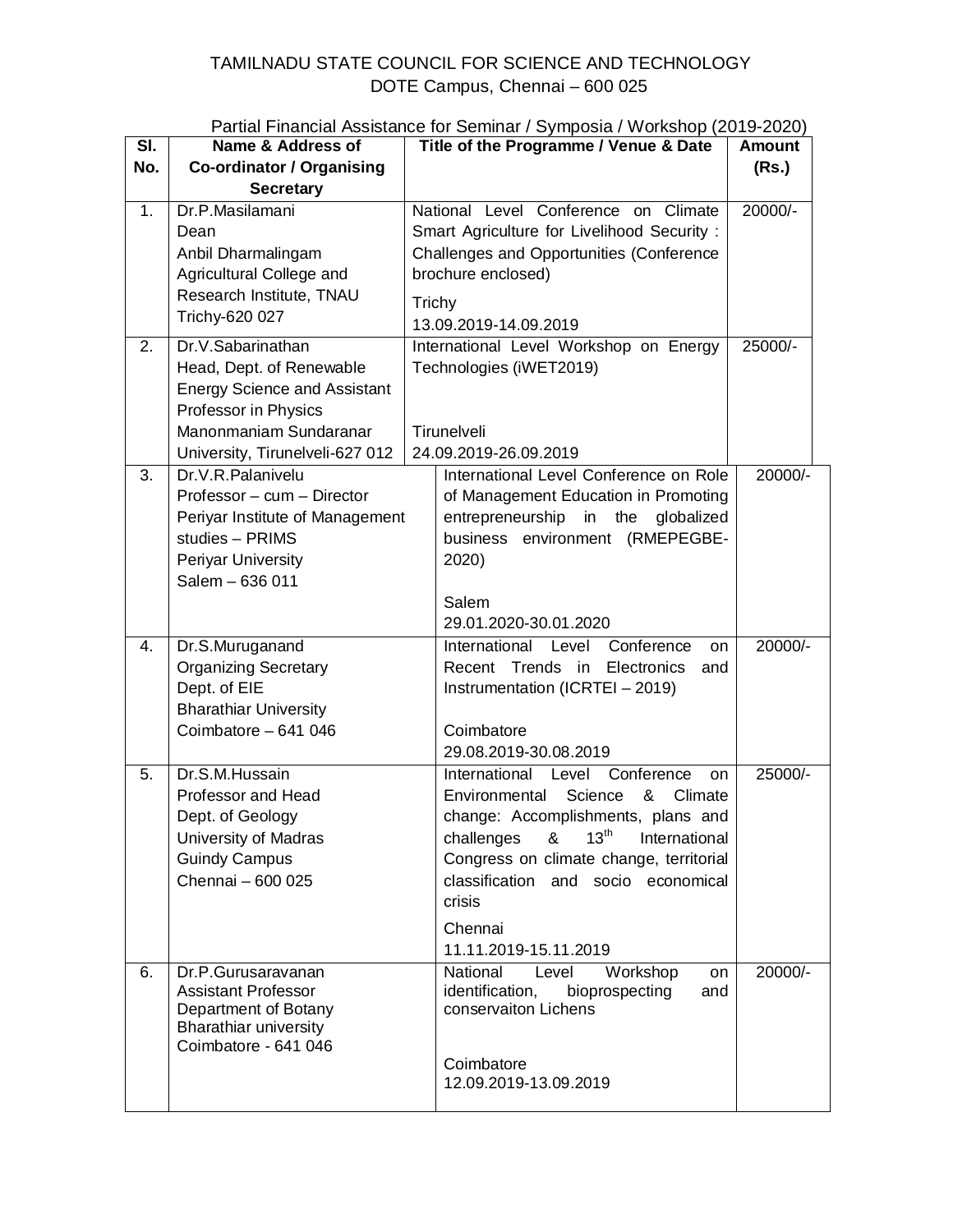# TAMILNADU STATE COUNCIL FOR SCIENCE AND TECHNOLOGY
DOTE Campus, Chennai – 600 025

Partial Financial Assistance for Seminar / Symposia / Workshop (2019-2020)

| Sl. No. | Name & Address of Co-ordinator / Organising Secretary | Title of the Programme / Venue & Date | Amount (Rs.) |
|---|---|---|---|
| 1. | Dr.P.Masilamani<br>Dean<br>Anbil Dharmalingam Agricultural College and Research Institute, TNAU<br>Trichy-620 027 | National Level Conference on Climate Smart Agriculture for Livelihood Security : Challenges and Opportunities (Conference brochure enclosed)<br>Trichy<br>13.09.2019-14.09.2019 | 20000/- |
| 2. | Dr.V.Sabarinathan<br>Head, Dept. of Renewable Energy Science and Assistant Professor in Physics<br>Manonmaniam Sundaranar University, Tirunelveli-627 012 | International Level Workshop on Energy Technologies (iWET2019)<br>Tirunelveli<br>24.09.2019-26.09.2019 | 25000/- |
| 3. | Dr.V.R.Palanivelu<br>Professor – cum – Director<br>Periyar Institute of Management studies – PRIMS<br>Periyar University<br>Salem – 636 011 | International Level Conference on Role of Management Education in Promoting entrepreneurship in the globalized business environment (RMEPEGBE-2020)<br>Salem<br>29.01.2020-30.01.2020 | 20000/- |
| 4. | Dr.S.Muruganand<br>Organizing Secretary<br>Dept. of EIE<br>Bharathiar University<br>Coimbatore – 641 046 | International Level Conference on Recent Trends in Electronics and Instrumentation (ICRTEI – 2019)<br>Coimbatore<br>29.08.2019-30.08.2019 | 20000/- |
| 5. | Dr.S.M.Hussain<br>Professor and Head<br>Dept. of Geology<br>University of Madras<br>Guindy Campus<br>Chennai – 600 025 | International Level Conference on Environmental Science & Climate change: Accomplishments, plans and challenges & 13th International Congress on climate change, territorial classification and socio economical crisis<br>Chennai<br>11.11.2019-15.11.2019 | 25000/- |
| 6. | Dr.P.Gurusaravanan<br>Assistant Professor<br>Department of Botany<br>Bharathiar university<br>Coimbatore - 641 046 | National Level Workshop on identification, bioprospecting and conservaiton Lichens<br>Coimbatore<br>12.09.2019-13.09.2019 | 20000/- |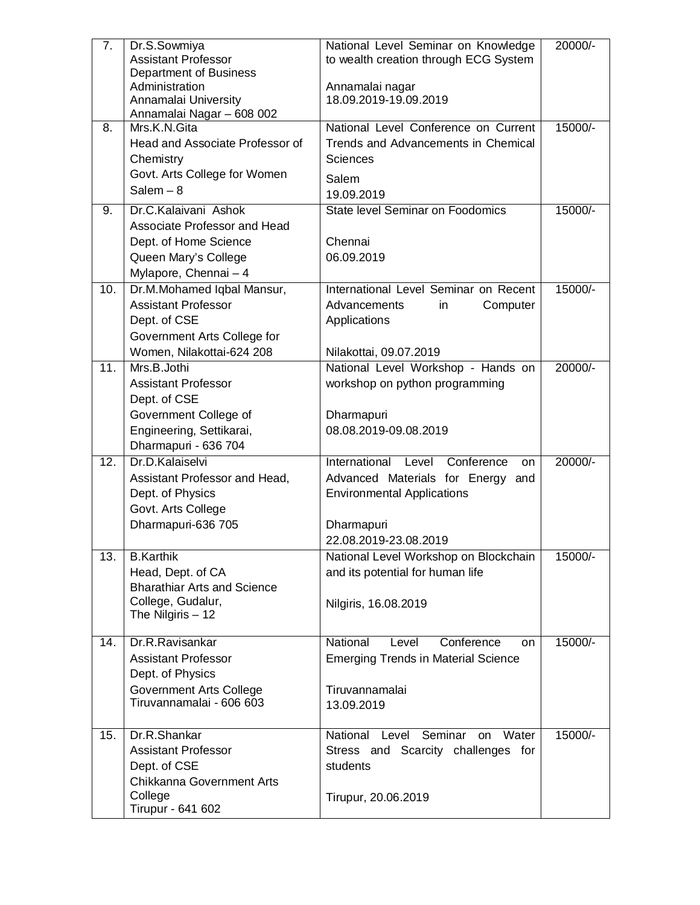| 7. | Dr.S.Sowmiya<br>Assistant Professor<br>Department of Business Administration<br>Annamalai University<br>Annamalai Nagar – 608 002 | National Level Seminar on Knowledge to wealth creation through ECG System<br><br>Annamalai nagar<br>18.09.2019-19.09.2019 | 20000/- |
|---|---|---|---|
| 8. | Mrs.K.N.Gita<br>Head and Associate Professor of Chemistry<br>Govt. Arts College for Women<br>Salem – 8 | National Level Conference on Current Trends and Advancements in Chemical Sciences<br>Salem<br>19.09.2019 | 15000/- |
| 9. | Dr.C.Kalaivani Ashok<br>Associate Professor and Head<br>Dept. of Home Science<br>Queen Mary's College<br>Mylapore, Chennai – 4 | State level Seminar on Foodomics<br><br>Chennai<br>06.09.2019 | 15000/- |
| 10. | Dr.M.Mohamed Iqbal Mansur,<br>Assistant Professor<br>Dept. of CSE<br>Government Arts College for Women, Nilakottai-624 208 | International Level Seminar on Recent Advancements in Computer Applications<br><br>Nilakottai, 09.07.2019 | 15000/- |
| 11. | Mrs.B.Jothi<br>Assistant Professor<br>Dept. of CSE<br>Government College of Engineering, Settikarai,<br>Dharmapuri - 636 704 | National Level Workshop - Hands on workshop on python programming<br><br>Dharmapuri<br>08.08.2019-09.08.2019 | 20000/- |
| 12. | Dr.D.Kalaiselvi<br>Assistant Professor and Head,<br>Dept. of Physics<br>Govt. Arts College<br>Dharmapuri-636 705 | International Level Conference on Advanced Materials for Energy and Environmental Applications<br><br>Dharmapuri<br>22.08.2019-23.08.2019 | 20000/- |
| 13. | B.Karthik<br>Head, Dept. of CA<br>Bharathiar Arts and Science College, Gudalur,<br>The Nilgiris – 12 | National Level Workshop on Blockchain and its potential for human life<br><br>Nilgiris, 16.08.2019 | 15000/- |
| 14. | Dr.R.Ravisankar<br>Assistant Professor<br>Dept. of Physics<br>Government Arts College<br>Tiruvannamalai - 606 603 | National Level Conference on Emerging Trends in Material Science<br><br>Tiruvannamalai<br>13.09.2019 | 15000/- |
| 15. | Dr.R.Shankar<br>Assistant Professor<br>Dept. of CSE<br>Chikkanna Government Arts College<br>Tirupur - 641 602 | National Level Seminar on Water Stress and Scarcity challenges for students<br><br>Tirupur, 20.06.2019 | 15000/- |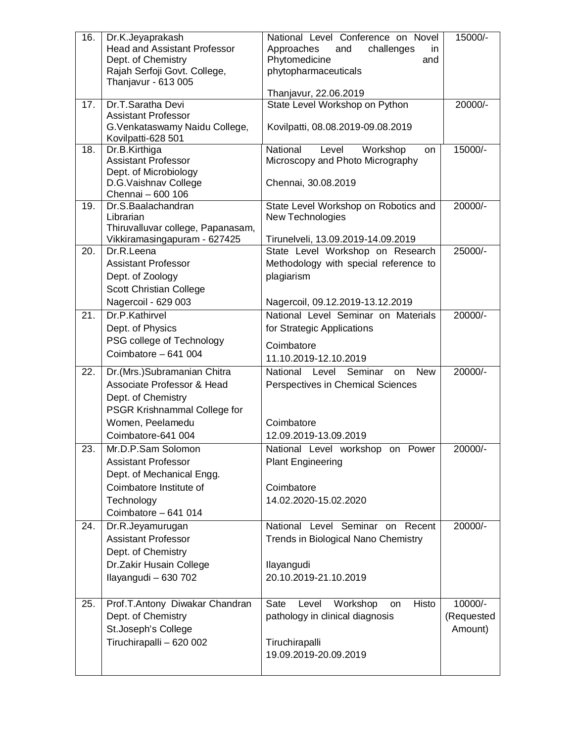| 16. | Dr.K.Jeyaprakash<br>Head and Assistant Professor<br>Dept. of Chemistry<br>Rajah Serfoji Govt. College,<br>Thanjavur - 613 005 | National Level Conference on Novel Approaches and challenges in Phytomedicine and phytopharmaceuticals<br><br>Thanjavur, 22.06.2019 | 15000/- |
|---|---|---|---|
| 17. | Dr.T.Saratha Devi<br>Assistant Professor<br>G.Venkataswamy Naidu College,<br>Kovilpatti-628 501 | State Level Workshop on Python<br><br>Kovilpatti, 08.08.2019-09.08.2019 | 20000/- |
| 18. | Dr.B.Kirthiga<br>Assistant Professor<br>Dept. of Microbiology<br>D.G.Vaishnav College<br>Chennai – 600 106 | National Level Workshop on Microscopy and Photo Micrography<br><br>Chennai, 30.08.2019 | 15000/- |
| 19. | Dr.S.Baalachandran<br>Librarian<br>Thiruvalluvar college, Papanasam,<br>Vikkiramasingapuram - 627425 | State Level Workshop on Robotics and New Technologies<br><br>Tirunelveli, 13.09.2019-14.09.2019 | 20000/- |
| 20. | Dr.R.Leena<br>Assistant Professor<br>Dept. of Zoology<br>Scott Christian College<br>Nagercoil - 629 003 | State Level Workshop on Research Methodology with special reference to plagiarism<br><br>Nagercoil, 09.12.2019-13.12.2019 | 25000/- |
| 21. | Dr.P.Kathirvel<br>Dept. of Physics<br>PSG college of Technology<br>Coimbatore – 641 004 | National Level Seminar on Materials for Strategic Applications<br><br>Coimbatore<br>11.10.2019-12.10.2019 | 20000/- |
| 22. | Dr.(Mrs.)Subramanian Chitra<br>Associate Professor & Head<br>Dept. of Chemistry<br>PSGR Krishnammal College for Women, Peelamedu<br>Coimbatore-641 004 | National Level Seminar on New Perspectives in Chemical Sciences<br><br>Coimbatore<br>12.09.2019-13.09.2019 | 20000/- |
| 23. | Mr.D.P.Sam Solomon<br>Assistant Professor<br>Dept. of Mechanical Engg.<br>Coimbatore Institute of Technology<br>Coimbatore – 641 014 | National Level workshop on Power Plant Engineering<br><br>Coimbatore<br>14.02.2020-15.02.2020 | 20000/- |
| 24. | Dr.R.Jeyamurugan<br>Assistant Professor<br>Dept. of Chemistry<br>Dr.Zakir Husain College<br>Ilayangudi – 630 702 | National Level Seminar on Recent Trends in Biological Nano Chemistry<br><br>Ilayangudi<br>20.10.2019-21.10.2019 | 20000/- |
| 25. | Prof.T.Antony Diwakar Chandran<br>Dept. of Chemistry<br>St.Joseph's College<br>Tiruchirapalli – 620 002 | Sate Level Workshop on Histo pathology in clinical diagnosis<br><br>Tiruchirapalli<br>19.09.2019-20.09.2019 | 10000/-<br>(Requested Amount) |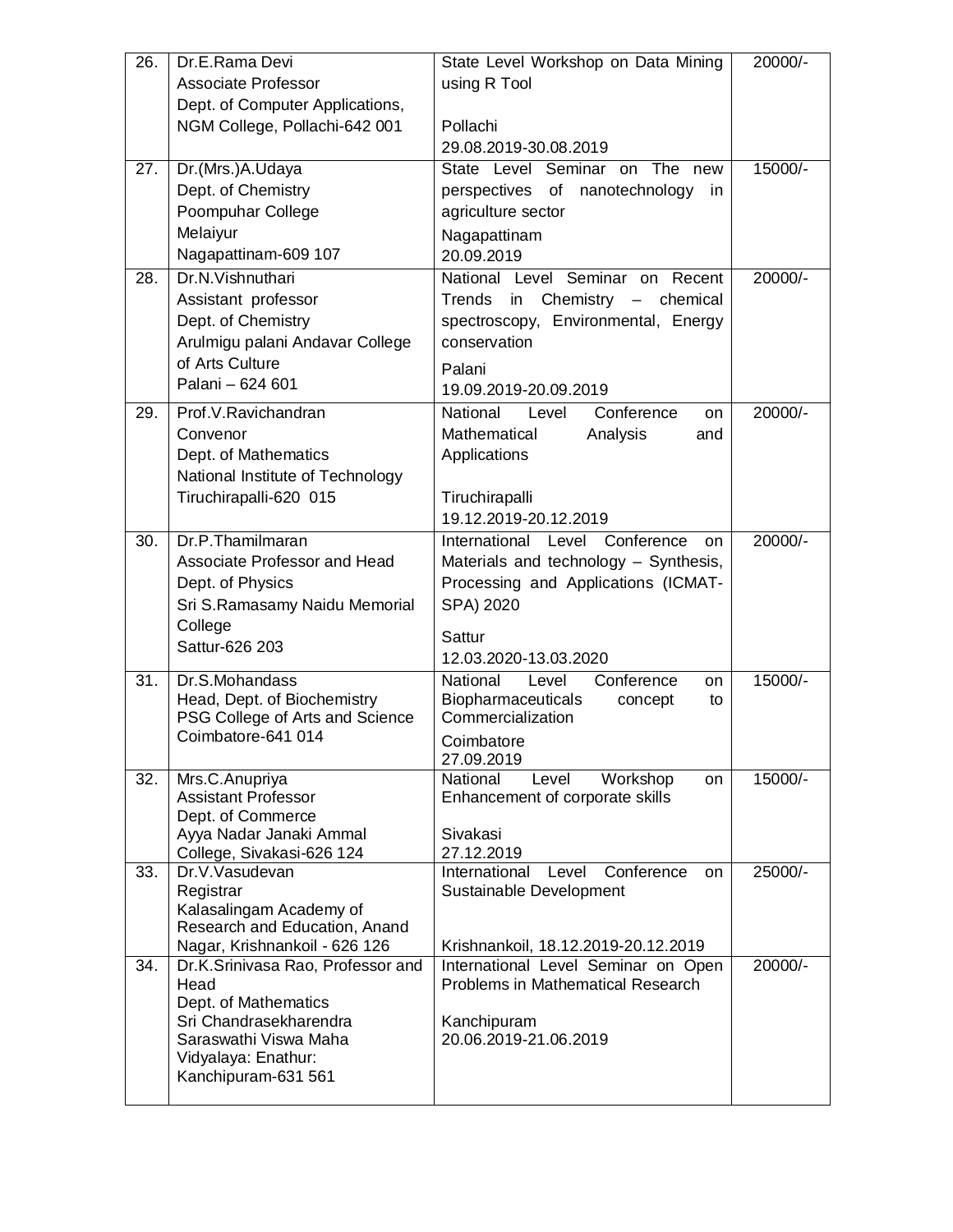| 26. | Dr.E.Rama Devi<br>Associate Professor<br>Dept. of Computer Applications,<br>NGM College, Pollachi-642 001 | State Level Workshop on Data Mining using R Tool<br><br>Pollachi<br>29.08.2019-30.08.2019 | 20000/- |
|---|---|---|---|
| 27. | Dr.(Mrs.)A.Udaya<br>Dept. of Chemistry<br>Poompuhar College<br>Melaiyur<br>Nagapattinam-609 107 | State Level Seminar on The new perspectives of nanotechnology in agriculture sector<br>Nagapattinam<br>20.09.2019 | 15000/- |
| 28. | Dr.N.Vishnuthari<br>Assistant professor<br>Dept. of Chemistry<br>Arulmigu palani Andavar College of Arts Culture<br>Palani – 624 601 | National Level Seminar on Recent Trends in Chemistry – chemical spectroscopy, Environmental, Energy conservation<br>Palani<br>19.09.2019-20.09.2019 | 20000/- |
| 29. | Prof.V.Ravichandran<br>Convenor<br>Dept. of Mathematics<br>National Institute of Technology<br>Tiruchirapalli-620 015 | National Level Conference on Mathematical Analysis and Applications<br><br>Tiruchirapalli<br>19.12.2019-20.12.2019 | 20000/- |
| 30. | Dr.P.Thamilmaran<br>Associate Professor and Head<br>Dept. of Physics<br>Sri S.Ramasamy Naidu Memorial College<br>Sattur-626 203 | International Level Conference on Materials and technology – Synthesis, Processing and Applications (ICMAT-SPA) 2020<br>Sattur<br>12.03.2020-13.03.2020 | 20000/- |
| 31. | Dr.S.Mohandass<br>Head, Dept. of Biochemistry<br>PSG College of Arts and Science<br>Coimbatore-641 014 | National Level Conference on Biopharmaceuticals concept to Commercialization<br>Coimbatore<br>27.09.2019 | 15000/- |
| 32. | Mrs.C.Anupriya<br>Assistant Professor<br>Dept. of Commerce<br>Ayya Nadar Janaki Ammal College, Sivakasi-626 124 | National Level Workshop on Enhancement of corporate skills<br><br>Sivakasi<br>27.12.2019 | 15000/- |
| 33. | Dr.V.Vasudevan<br>Registrar<br>Kalasalingam Academy of Research and Education, Anand Nagar, Krishnankoil - 626 126 | International Level Conference on Sustainable Development<br><br>Krishnankoil, 18.12.2019-20.12.2019 | 25000/- |
| 34. | Dr.K.Srinivasa Rao, Professor and Head<br>Dept. of Mathematics<br>Sri Chandrasekharendra Saraswathi Viswa Maha Vidyalaya: Enathur:<br>Kanchipuram-631 561 | International Level Seminar on Open Problems in Mathematical Research<br><br>Kanchipuram<br>20.06.2019-21.06.2019 | 20000/- |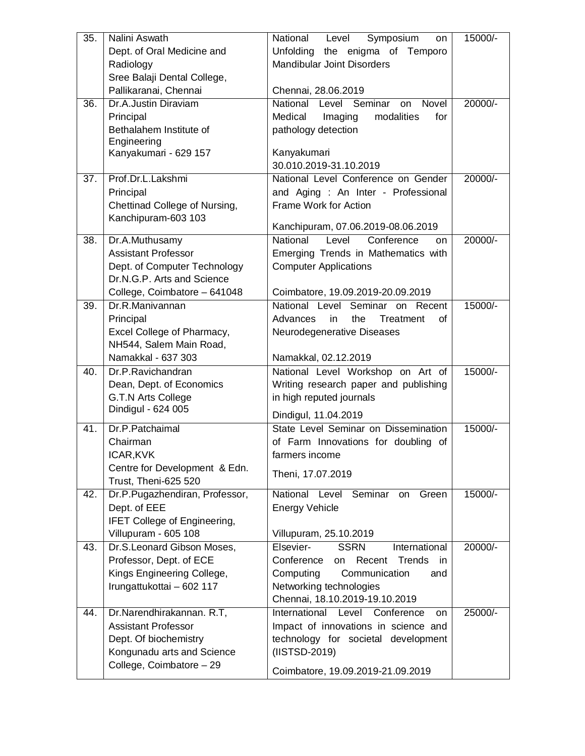| 35. | Nalini Aswath<br>Dept. of Oral Medicine and Radiology<br>Sree Balaji Dental College, Pallikaranai, Chennai | National Level Symposium on Unfolding the enigma of Temporo Mandibular Joint Disorders<br><br>Chennai, 28.06.2019 | 15000/- |
|---|---|---|---|
| 36. | Dr.A.Justin Diraviam<br>Principal<br>Bethalahem Institute of Engineering<br>Kanyakumari - 629 157 | National Level Seminar on Novel Medical Imaging modalities for pathology detection<br><br>Kanyakumari<br>30.010.2019-31.10.2019 | 20000/- |
| 37. | Prof.Dr.L.Lakshmi<br>Principal<br>Chettinad College of Nursing, Kanchipuram-603 103 | National Level Conference on Gender and Aging : An Inter - Professional Frame Work for Action<br><br>Kanchipuram, 07.06.2019-08.06.2019 | 20000/- |
| 38. | Dr.A.Muthusamy<br>Assistant Professor<br>Dept. of Computer Technology<br>Dr.N.G.P. Arts and Science College, Coimbatore – 641048 | National Level Conference on Emerging Trends in Mathematics with Computer Applications<br><br>Coimbatore, 19.09.2019-20.09.2019 | 20000/- |
| 39. | Dr.R.Manivannan<br>Principal<br>Excel College of Pharmacy, NH544, Salem Main Road, Namakkal - 637 303 | National Level Seminar on Recent Advances in the Treatment of Neurodegenerative Diseases<br><br>Namakkal, 02.12.2019 | 15000/- |
| 40. | Dr.P.Ravichandran<br>Dean, Dept. of Economics<br>G.T.N Arts College<br>Dindigul - 624 005 | National Level Workshop on Art of Writing research paper and publishing in high reputed journals<br><br>Dindigul, 11.04.2019 | 15000/- |
| 41. | Dr.P.Patchaimal<br>Chairman<br>ICAR,KVK<br>Centre for Development & Edn. Trust, Theni-625 520 | State Level Seminar on Dissemination of Farm Innovations for doubling of farmers income<br><br>Theni, 17.07.2019 | 15000/- |
| 42. | Dr.P.Pugazhendiran, Professor, Dept. of EEE<br>IFET College of Engineering, Villupuram - 605 108 | National Level Seminar on Green Energy Vehicle<br><br>Villupuram, 25.10.2019 | 15000/- |
| 43. | Dr.S.Leonard Gibson Moses, Professor, Dept. of ECE<br>Kings Engineering College, Irungattukottai – 602 117 | Elsevier- SSRN International Conference on Recent Trends in Computing Communication and Networking technologies<br>Chennai, 18.10.2019-19.10.2019 | 20000/- |
| 44. | Dr.Narendhirakannan. R.T, Assistant Professor<br>Dept. Of biochemistry<br>Kongunadu arts and Science College, Coimbatore – 29 | International Level Conference on Impact of innovations in science and technology for societal development (IISTSD-2019)<br><br>Coimbatore, 19.09.2019-21.09.2019 | 25000/- |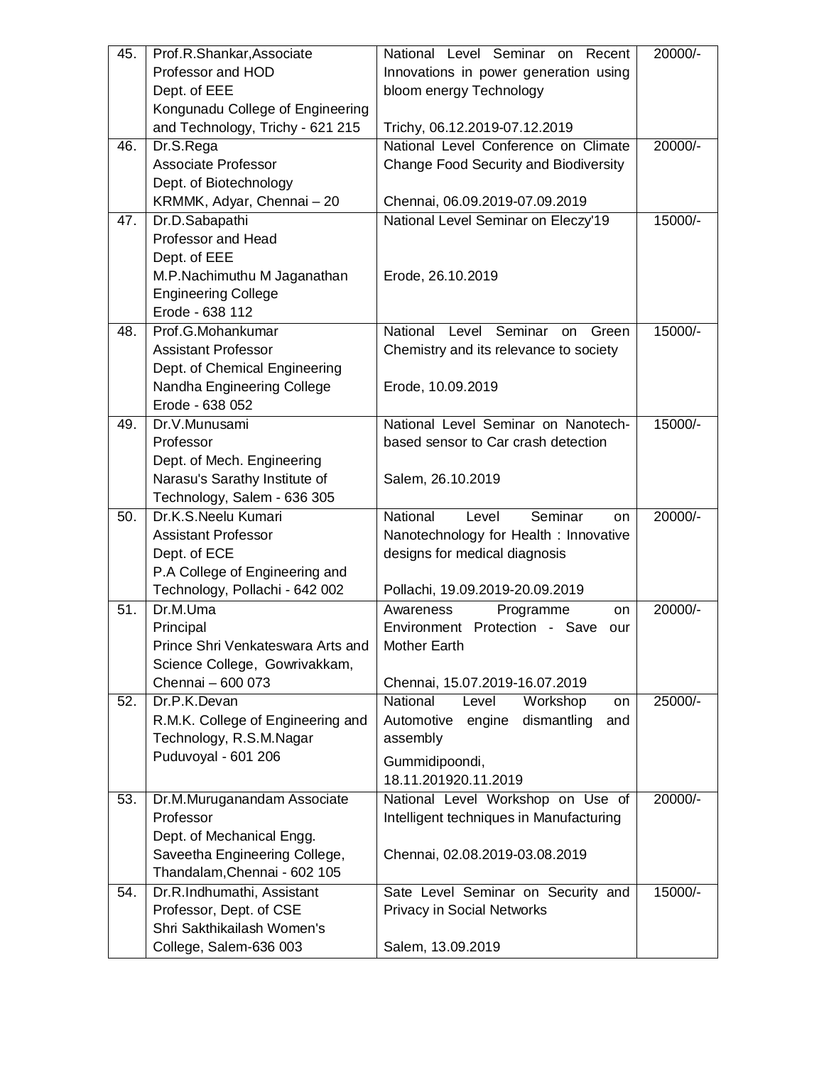| 45. | Prof.R.Shankar,Associate Professor and HOD Dept. of EEE Kongunadu College of Engineering and Technology, Trichy - 621 215 | National Level Seminar on Recent Innovations in power generation using bloom energy Technology<br><br>Trichy, 06.12.2019-07.12.2019 | 20000/- |
|---|---|---|---|
| 46. | Dr.S.Rega Associate Professor Dept. of Biotechnology KRMMK, Adyar, Chennai – 20 | National Level Conference on Climate Change Food Security and Biodiversity<br><br>Chennai, 06.09.2019-07.09.2019 | 20000/- |
| 47. | Dr.D.Sabapathi Professor and Head Dept. of EEE M.P.Nachimuthu M Jaganathan Engineering College Erode - 638 112 | National Level Seminar on Eleczy'19<br><br>Erode, 26.10.2019 | 15000/- |
| 48. | Prof.G.Mohankumar Assistant Professor Dept. of Chemical Engineering Nandha Engineering College Erode - 638 052 | National Level Seminar on Green Chemistry and its relevance to society<br><br>Erode, 10.09.2019 | 15000/- |
| 49. | Dr.V.Munusami Professor Dept. of Mech. Engineering Narasu's Sarathy Institute of Technology, Salem - 636 305 | National Level Seminar on Nanotech-based sensor to Car crash detection<br><br>Salem, 26.10.2019 | 15000/- |
| 50. | Dr.K.S.Neelu Kumari Assistant Professor Dept. of ECE P.A College of Engineering and Technology, Pollachi - 642 002 | National Level Seminar on Nanotechnology for Health : Innovative designs for medical diagnosis<br><br>Pollachi, 19.09.2019-20.09.2019 | 20000/- |
| 51. | Dr.M.Uma Principal Prince Shri Venkateswara Arts and Science College, Gowrivakkam, Chennai – 600 073 | Awareness Programme on Environment Protection - Save our Mother Earth<br><br>Chennai, 15.07.2019-16.07.2019 | 20000/- |
| 52. | Dr.P.K.Devan R.M.K. College of Engineering and Technology, R.S.M.Nagar Puduvoyal - 601 206 | National Level Workshop on Automotive engine dismantling and assembly<br><br>Gummidipoondi, 18.11.201920.11.2019 | 25000/- |
| 53. | Dr.M.Muruganandam Associate Professor Dept. of Mechanical Engg. Saveetha Engineering College, Thandalam,Chennai - 602 105 | National Level Workshop on Use of Intelligent techniques in Manufacturing<br><br>Chennai, 02.08.2019-03.08.2019 | 20000/- |
| 54. | Dr.R.Indhumathi, Assistant Professor, Dept. of CSE Shri Sakthikailash Women's College, Salem-636 003 | Sate Level Seminar on Security and Privacy in Social Networks<br><br>Salem, 13.09.2019 | 15000/- |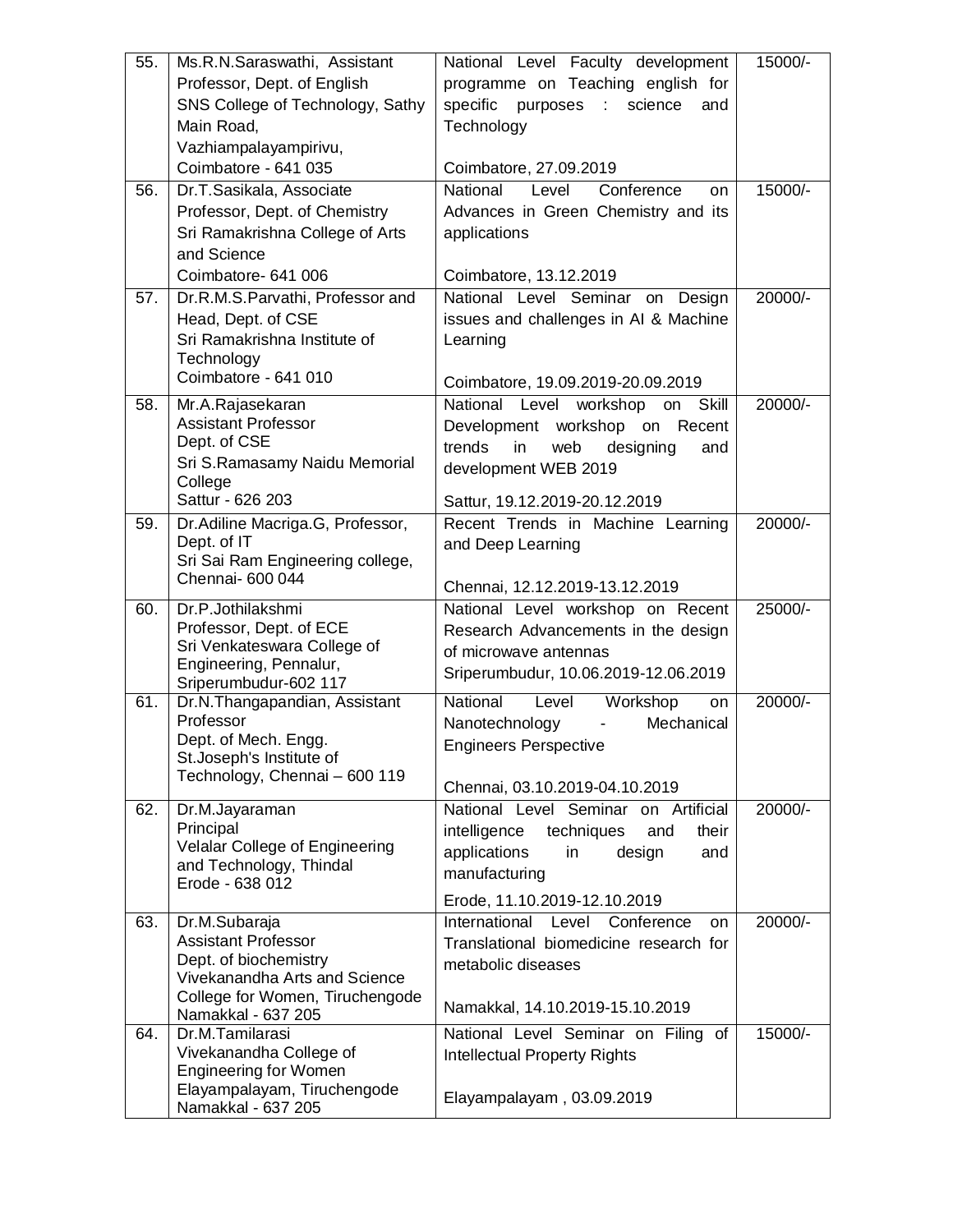| 55. | Ms.R.N.Saraswathi, Assistant Professor, Dept. of English SNS College of Technology, Sathy Main Road, Vazhiampalayampirivu, Coimbatore - 641 035 | National Level Faculty development programme on Teaching english for specific purposes : science and Technology<br><br>Coimbatore, 27.09.2019 | 15000/- |
|---|---|---|---|
| 56. | Dr.T.Sasikala, Associate Professor, Dept. of Chemistry Sri Ramakrishna College of Arts and Science Coimbatore- 641 006 | National Level Conference on Advances in Green Chemistry and its applications<br><br>Coimbatore, 13.12.2019 | 15000/- |
| 57. | Dr.R.M.S.Parvathi, Professor and Head, Dept. of CSE Sri Ramakrishna Institute of Technology Coimbatore - 641 010 | National Level Seminar on Design issues and challenges in AI & Machine Learning<br><br>Coimbatore, 19.09.2019-20.09.2019 | 20000/- |
| 58. | Mr.A.Rajasekaran Assistant Professor Dept. of CSE Sri S.Ramasamy Naidu Memorial College Sattur - 626 203 | National Level workshop on Skill Development workshop on Recent trends in web designing and development WEB 2019<br><br>Sattur, 19.12.2019-20.12.2019 | 20000/- |
| 59. | Dr.Adiline Macriga.G, Professor, Dept. of IT Sri Sai Ram Engineering college, Chennai- 600 044 | Recent Trends in Machine Learning and Deep Learning<br><br>Chennai, 12.12.2019-13.12.2019 | 20000/- |
| 60. | Dr.P.Jothilakshmi Professor, Dept. of ECE Sri Venkateswara College of Engineering, Pennalur, Sriperumbudur-602 117 | National Level workshop on Recent Research Advancements in the design of microwave antennas<br>Sriperumbudur, 10.06.2019-12.06.2019 | 25000/- |
| 61. | Dr.N.Thangapandian, Assistant Professor Dept. of Mech. Engg. St.Joseph's Institute of Technology, Chennai – 600 119 | National Level Workshop on Nanotechnology - Mechanical Engineers Perspective<br><br>Chennai, 03.10.2019-04.10.2019 | 20000/- |
| 62. | Dr.M.Jayaraman Principal Velalar College of Engineering and Technology, Thindal Erode - 638 012 | National Level Seminar on Artificial intelligence techniques and their applications in design and manufacturing<br><br>Erode, 11.10.2019-12.10.2019 | 20000/- |
| 63. | Dr.M.Subaraja Assistant Professor Dept. of biochemistry Vivekanandha Arts and Science College for Women, Tiruchengode Namakkal - 637 205 | International Level Conference on Translational biomedicine research for metabolic diseases<br><br>Namakkal, 14.10.2019-15.10.2019 | 20000/- |
| 64. | Dr.M.Tamilarasi Vivekanandha College of Engineering for Women Elayampalayam, Tiruchengode Namakkal - 637 205 | National Level Seminar on Filing of Intellectual Property Rights<br><br>Elayampalayam , 03.09.2019 | 15000/- |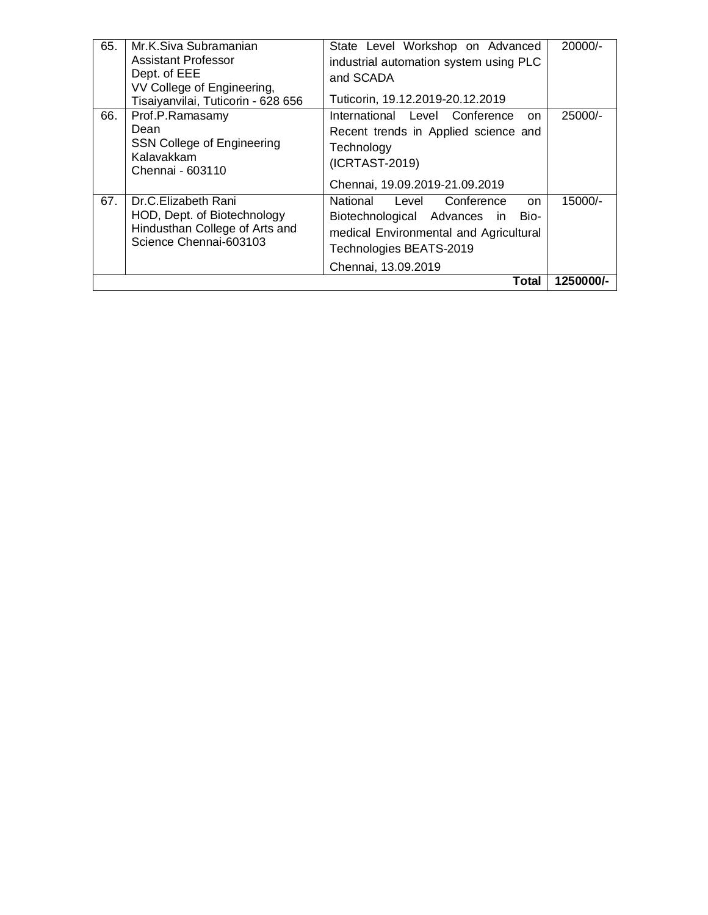| | | | |
|---|---|---|---|
| 65. | Mr.K.Siva Subramanian<br>Assistant Professor<br>Dept. of EEE<br>VV College of Engineering,<br>Tisaiyanvilai, Tuticorin - 628 656 | State Level Workshop on Advanced industrial automation system using PLC and SCADA<br><br>Tuticorin, 19.12.2019-20.12.2019 | 20000/- |
| 66. | Prof.P.Ramasamy<br>Dean<br>SSN College of Engineering<br>Kalavakkam<br>Chennai - 603110 | International Level Conference on Recent trends in Applied science and Technology<br>(ICRTAST-2019)<br><br>Chennai, 19.09.2019-21.09.2019 | 25000/- |
| 67. | Dr.C.Elizabeth Rani<br>HOD, Dept. of Biotechnology<br>Hindusthan College of Arts and Science Chennai-603103 | National Level Conference on Biotechnological Advances in Bio-medical Environmental and Agricultural Technologies BEATS-2019<br><br>Chennai, 13.09.2019 | 15000/- |
| | | **Total** | **1250000/-** |